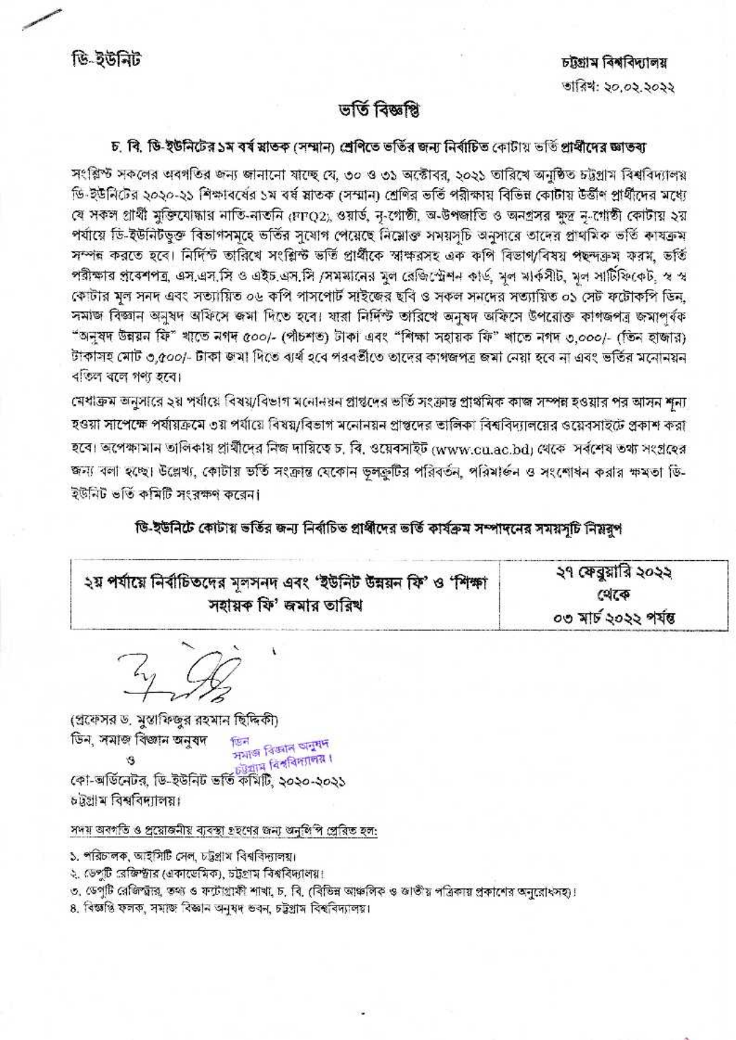ডি-ইউনিট

চট্টগ্রাম বিশ্ববিদ্যালয়

তারিখ: ২০.০২.২০২২

## ভর্তি বিজ্ঞপ্তি

### চ. বি. ডি-ইউনিটের ১ম বর্ষ স্নাতক (সম্মান) শ্রেণিতে ভর্তির জন্য নির্বাচিত কোটায় ভর্তি প্রার্থীদের জ্ঞাতব্য

সংশ্লিষ্ট সকলের অবগতির জন্য জানানো যাচ্ছে যে, ৩০ ও ৩১ অক্টোবর, ২০২১ তারিখে অনুষ্ঠিত চট্টগ্রাম বিশ্ববিদ্যালয় ডি-ইউনিটের ২০২০-২১ শিক্ষাবর্ষের ১ম বর্ষ স্নাতক (সম্মান) শ্রেণির ভর্তি পরীক্ষায় বিভিন্ন কোটায় উত্তীর্ণ প্রার্থীদের মধ্যে যে সকল প্রার্থী মুক্তিযোদ্ধার নাতি-নাতনি (FFQ2), ওয়ার্ড, নৃ-গোষ্ঠী, অ-উপজাতি ও অনগ্রসর ক্ষুদ্র নৃ-গোষ্ঠী কোটায় ২য় পর্যায়ে ডি-ইউনিটভুক্ত বিভাগসমূহে ভর্তির সুযোগ পেয়েছে নিম্নোক্ত সময়সূচি অনুসারে তাদের প্রাথমিক ভর্তি কার্যক্রম সম্পন্ন করতে হবে। নির্দিষ্ট তারিখে সংশ্লিষ্ট ভর্তি প্রার্থীকে স্বাক্ষরসহ এক কপি বিভাগ/বিষয় পছন্দক্রম ফরম, ভর্তি পরীক্ষার প্রবেশপত্র, এস.এস.সি ও এইচ.এস.সি /সমমানের মূল রেজিস্ট্রেশন কার্ড, মূল মার্কসীট, মূল সার্টিফিকেট, স্ব স্ব কোটার মূল সনদ এবং সত্যায়িত ০৬ কপি পাসপোর্ট সাইজের ছবি ও সকল সনদের সত্যায়িত ০১ সেট ফটোকপি ডিন, সমাজ বিজ্ঞান অনুষদ অফিসে জমা দিতে হবে। যারা নির্দিষ্ট তারিখে অনুষদ অফিসে উপরোক্ত কাগজপত্র জমাপূর্বক "অনুষদ উন্নয়ন ফি" খাতে নগদ ৫০০/- (পাঁচশত) টাকা এবং "শিক্ষা সহায়ক ফি" খাতে নগদ ৩,০০০/- (তিন হাজার) টাকাসহ মোট ৩,৫০০/- টাকা জমা দিতে ব্যর্থ হবে পরবর্তীতে তাদের কাগজপত্র জমা নেয়া হবে না এবং ভর্তির মনোনয়ন বাতিল বলে গণ্য হবে।

মেধাক্রম অনুসারে ২য় পর্যায়ে বিষয়/বিভাগ মনোনয়ন প্রাপ্তদের ভর্তি সংক্রান্ত প্রাথমিক কাজ সম্পন্ন হওয়ার পর আসন শূন্য হওয়া সাপেক্ষে পর্যায়ক্রমে ৩য় পর্যায়ে বিষয়/বিভাগ মনোনয়ন প্রাপ্তদের তালিকা বিশ্ববিদ্যালয়ের ওয়েবসাইটে প্রকাশ করা হবে। অপেক্ষামান তালিকায় প্রার্থীদের নিজ দায়িত্বে চ. বি. ওয়েবসাইট (www.cu.ac.bd) থেকে সর্বশেষ তথ্য সংগ্রহের জন্য বলা হচ্ছে। উল্লেখ্য, কোটায় ভর্তি সংক্রান্ত যেকোন ভুলত্রুটির পরিবর্তন, পরিমার্জন ও সংশোধন করার ক্ষমতা ডি-ইউনিট ভর্তি কমিটি সংরক্ষণ করেন।

### ডি-ইউনিটে কোটায় ভর্তির জন্য নির্বাচিত প্রার্থীদের ভর্তি কার্যক্রম সম্পাদনের সময়সূচি নিম্নরূপ

| ২য় পর্যায়ে নির্বাচিতদের মূলসনদ এবং 'ইউনিট উন্নয়ন ফি' ও 'শিক্ষা সহায়ক ফি' জমার তারিখ | ২৭ ফেব্রুয়ারি ২০২২ থেকে ০৩ মার্চ ২০২২ পর্যন্ত |
|---|---|

(প্রফেসর ড. মুস্তাফিজুর রহমান ছিদ্দিকী)
ডিন, সমাজ বিজ্ঞান অনুষদ
ও
কো-অর্ডিনেটর, ডি-ইউনিট ভর্তি কমিটি, ২০২০-২০২১
চট্টগ্রাম বিশ্ববিদ্যালয়।

ডিন
সমাজ বিজ্ঞান অনুষদ
চট্টগ্রাম বিশ্ববিদ্যালয়।

সদয় অবগতি ও প্রয়োজনীয় ব্যবস্থা গ্রহণের জন্য অনুলিপি প্রেরিত হল:

১. পরিচালক, আইসিটি সেল, চট্টগ্রাম বিশ্ববিদ্যালয়।
২. ডেপুটি রেজিস্ট্রার (একাডেমিক), চট্টগ্রাম বিশ্ববিদ্যালয়।
৩. ডেপুটি রেজিস্ট্রার, তথ্য ও ফটোগ্রাফী শাখা, চ. বি. (বিভিন্ন আঞ্চলিক ও জাতীয় পত্রিকায় প্রকাশের অনুরোধসহ)।
৪. বিজ্ঞপ্তি ফলক, সমাজ বিজ্ঞান অনুষদ ভবন, চট্টগ্রাম বিশ্ববিদ্যালয়।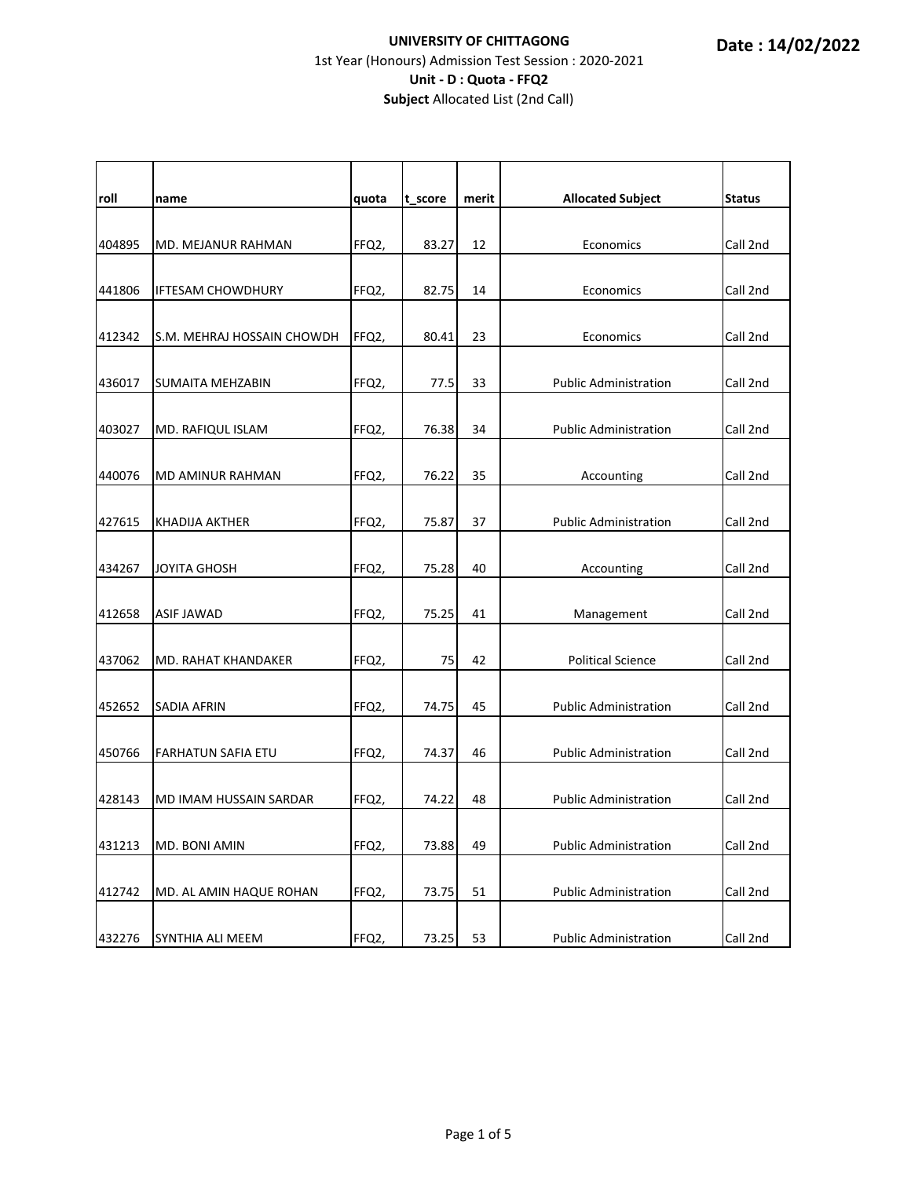**UNIVERSITY OF CHITTAGONG**

**Date : 14/02/2022**

1st Year (Honours) Admission Test Session : 2020-2021

**Unit - D : Quota - FFQ2**

**Subject** Allocated List (2nd Call)

| roll | name | quota | t_score | merit | Allocated Subject | Status |
|---|---|---|---|---|---|---|
| 404895 | MD. MEJANUR RAHMAN | FFQ2, | 83.27 | 12 | Economics | Call 2nd |
| 441806 | IFTESAM CHOWDHURY | FFQ2, | 82.75 | 14 | Economics | Call 2nd |
| 412342 | S.M. MEHRAJ HOSSAIN CHOWDH | FFQ2, | 80.41 | 23 | Economics | Call 2nd |
| 436017 | SUMAITA MEHZABIN | FFQ2, | 77.5 | 33 | Public Administration | Call 2nd |
| 403027 | MD. RAFIQUL ISLAM | FFQ2, | 76.38 | 34 | Public Administration | Call 2nd |
| 440076 | MD AMINUR RAHMAN | FFQ2, | 76.22 | 35 | Accounting | Call 2nd |
| 427615 | KHADIJA AKTHER | FFQ2, | 75.87 | 37 | Public Administration | Call 2nd |
| 434267 | JOYITA GHOSH | FFQ2, | 75.28 | 40 | Accounting | Call 2nd |
| 412658 | ASIF JAWAD | FFQ2, | 75.25 | 41 | Management | Call 2nd |
| 437062 | MD. RAHAT KHANDAKER | FFQ2, | 75 | 42 | Political Science | Call 2nd |
| 452652 | SADIA AFRIN | FFQ2, | 74.75 | 45 | Public Administration | Call 2nd |
| 450766 | FARHATUN SAFIA ETU | FFQ2, | 74.37 | 46 | Public Administration | Call 2nd |
| 428143 | MD IMAM HUSSAIN SARDAR | FFQ2, | 74.22 | 48 | Public Administration | Call 2nd |
| 431213 | MD. BONI AMIN | FFQ2, | 73.88 | 49 | Public Administration | Call 2nd |
| 412742 | MD. AL AMIN HAQUE ROHAN | FFQ2, | 73.75 | 51 | Public Administration | Call 2nd |
| 432276 | SYNTHIA ALI MEEM | FFQ2, | 73.25 | 53 | Public Administration | Call 2nd |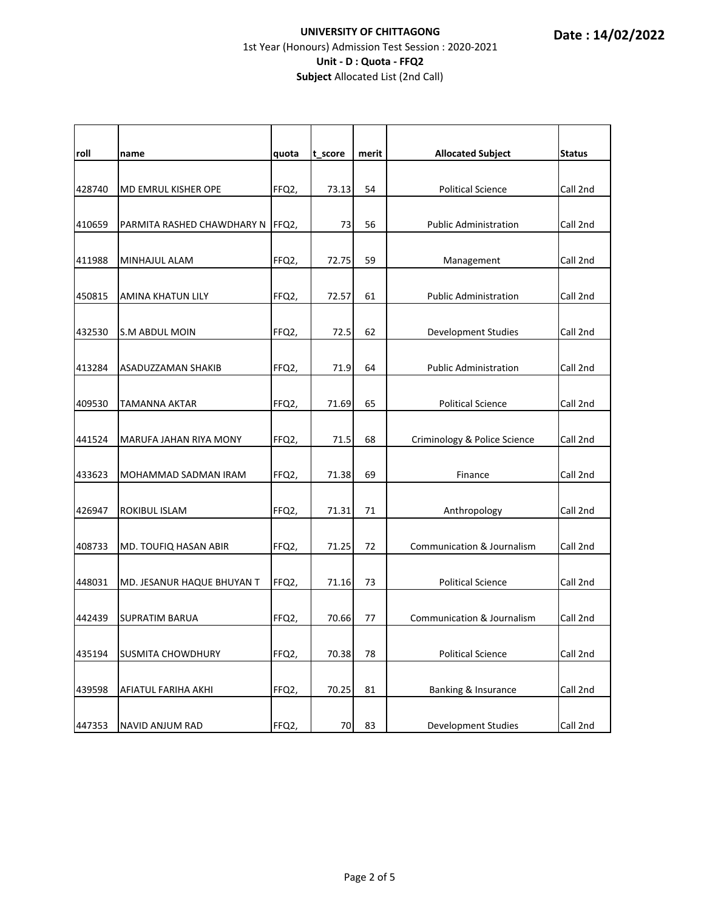**UNIVERSITY OF CHITTAGONG**

**Date : 14/02/2022**

1st Year (Honours) Admission Test Session : 2020-2021

**Unit - D : Quota - FFQ2**

**Subject** Allocated List (2nd Call)

| roll | name | quota | t_score | merit | Allocated Subject | Status |
|---|---|---|---|---|---|---|
| 428740 | MD EMRUL KISHER OPE | FFQ2, | 73.13 | 54 | Political Science | Call 2nd |
| 410659 | PARMITA RASHED CHAWDHARY N | FFQ2, | 73 | 56 | Public Administration | Call 2nd |
| 411988 | MINHAJUL ALAM | FFQ2, | 72.75 | 59 | Management | Call 2nd |
| 450815 | AMINA KHATUN LILY | FFQ2, | 72.57 | 61 | Public Administration | Call 2nd |
| 432530 | S.M ABDUL MOIN | FFQ2, | 72.5 | 62 | Development Studies | Call 2nd |
| 413284 | ASADUZZAMAN SHAKIB | FFQ2, | 71.9 | 64 | Public Administration | Call 2nd |
| 409530 | TAMANNA AKTAR | FFQ2, | 71.69 | 65 | Political Science | Call 2nd |
| 441524 | MARUFA JAHAN RIYA MONY | FFQ2, | 71.5 | 68 | Criminology & Police Science | Call 2nd |
| 433623 | MOHAMMAD SADMAN IRAM | FFQ2, | 71.38 | 69 | Finance | Call 2nd |
| 426947 | ROKIBUL ISLAM | FFQ2, | 71.31 | 71 | Anthropology | Call 2nd |
| 408733 | MD. TOUFIQ HASAN ABIR | FFQ2, | 71.25 | 72 | Communication & Journalism | Call 2nd |
| 448031 | MD. JESANUR HAQUE BHUYAN T | FFQ2, | 71.16 | 73 | Political Science | Call 2nd |
| 442439 | SUPRATIM BARUA | FFQ2, | 70.66 | 77 | Communication & Journalism | Call 2nd |
| 435194 | SUSMITA CHOWDHURY | FFQ2, | 70.38 | 78 | Political Science | Call 2nd |
| 439598 | AFIATUL FARIHA AKHI | FFQ2, | 70.25 | 81 | Banking & Insurance | Call 2nd |
| 447353 | NAVID ANJUM RAD | FFQ2, | 70 | 83 | Development Studies | Call 2nd |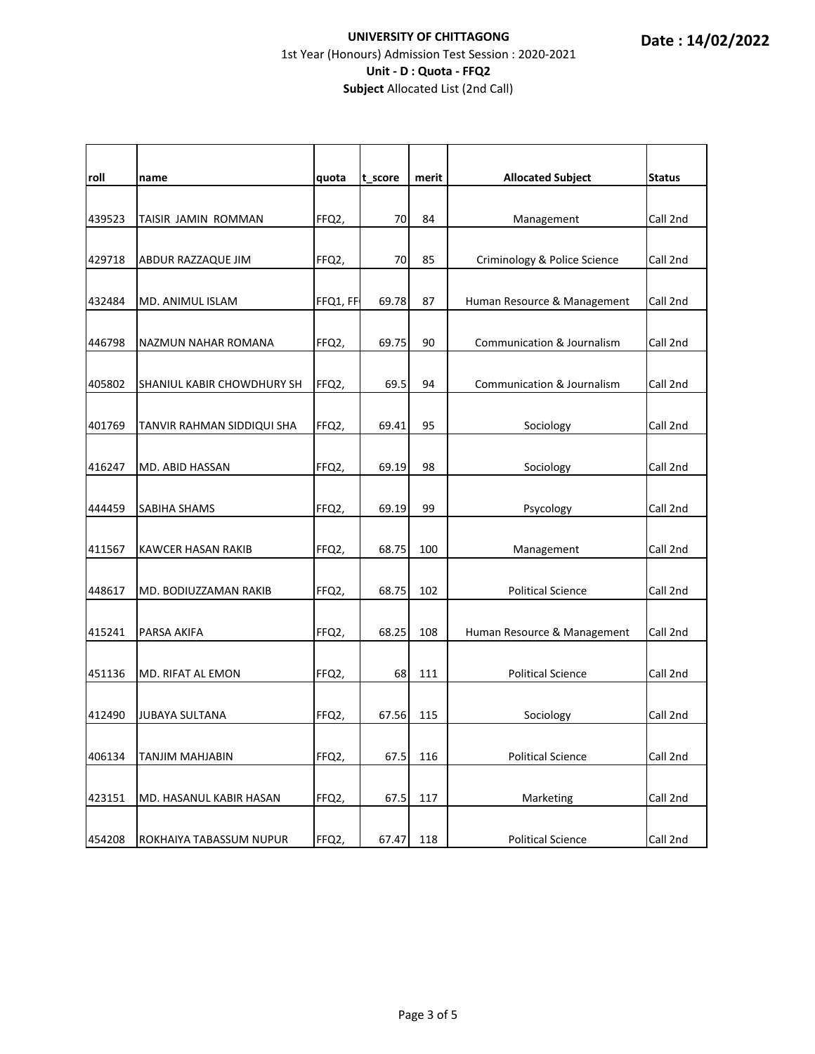**UNIVERSITY OF CHITTAGONG**

1st Year (Honours) Admission Test Session : 2020-2021

**Unit - D : Quota - FFQ2**

**Subject** Allocated List (2nd Call)

**Date : 14/02/2022**

| roll | name | quota | t_score | merit | Allocated Subject | Status |
|---|---|---|---|---|---|---|
| 439523 | TAISIR JAMIN ROMMAN | FFQ2, | 70 | 84 | Management | Call 2nd |
| 429718 | ABDUR RAZZAQUE JIM | FFQ2, | 70 | 85 | Criminology & Police Science | Call 2nd |
| 432484 | MD. ANIMUL ISLAM | FFQ1, FF | 69.78 | 87 | Human Resource & Management | Call 2nd |
| 446798 | NAZMUN NAHAR ROMANA | FFQ2, | 69.75 | 90 | Communication & Journalism | Call 2nd |
| 405802 | SHANIUL KABIR CHOWDHURY SH | FFQ2, | 69.5 | 94 | Communication & Journalism | Call 2nd |
| 401769 | TANVIR RAHMAN SIDDIQUI SHA | FFQ2, | 69.41 | 95 | Sociology | Call 2nd |
| 416247 | MD. ABID HASSAN | FFQ2, | 69.19 | 98 | Sociology | Call 2nd |
| 444459 | SABIHA SHAMS | FFQ2, | 69.19 | 99 | Psycology | Call 2nd |
| 411567 | KAWCER HASAN RAKIB | FFQ2, | 68.75 | 100 | Management | Call 2nd |
| 448617 | MD. BODIUZZAMAN RAKIB | FFQ2, | 68.75 | 102 | Political Science | Call 2nd |
| 415241 | PARSA AKIFA | FFQ2, | 68.25 | 108 | Human Resource & Management | Call 2nd |
| 451136 | MD. RIFAT AL EMON | FFQ2, | 68 | 111 | Political Science | Call 2nd |
| 412490 | JUBAYA SULTANA | FFQ2, | 67.56 | 115 | Sociology | Call 2nd |
| 406134 | TANJIM MAHJABIN | FFQ2, | 67.5 | 116 | Political Science | Call 2nd |
| 423151 | MD. HASANUL KABIR HASAN | FFQ2, | 67.5 | 117 | Marketing | Call 2nd |
| 454208 | ROKHAIYA TABASSUM NUPUR | FFQ2, | 67.47 | 118 | Political Science | Call 2nd |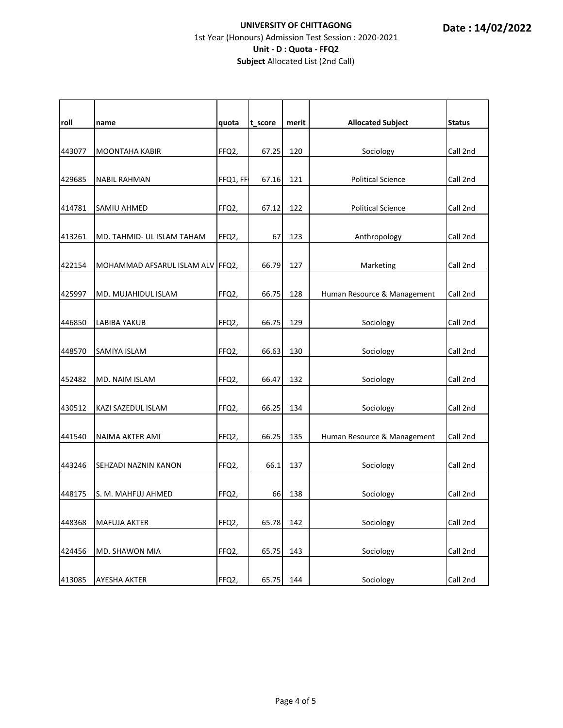**UNIVERSITY OF CHITTAGONG**

**Date : 14/02/2022**

1st Year (Honours) Admission Test Session : 2020-2021

**Unit - D : Quota - FFQ2**

**Subject** Allocated List (2nd Call)

| roll | name | quota | t_score | merit | Allocated Subject | Status |
|---|---|---|---|---|---|---|
| 443077 | MOONTAHA KABIR | FFQ2, | 67.25 | 120 | Sociology | Call 2nd |
| 429685 | NABIL RAHMAN | FFQ1, FF | 67.16 | 121 | Political Science | Call 2nd |
| 414781 | SAMIU AHMED | FFQ2, | 67.12 | 122 | Political Science | Call 2nd |
| 413261 | MD. TAHMID- UL ISLAM TAHAM | FFQ2, | 67 | 123 | Anthropology | Call 2nd |
| 422154 | MOHAMMAD AFSARUL ISLAM ALV | FFQ2, | 66.79 | 127 | Marketing | Call 2nd |
| 425997 | MD. MUJAHIDUL ISLAM | FFQ2, | 66.75 | 128 | Human Resource & Management | Call 2nd |
| 446850 | LABIBA YAKUB | FFQ2, | 66.75 | 129 | Sociology | Call 2nd |
| 448570 | SAMIYA ISLAM | FFQ2, | 66.63 | 130 | Sociology | Call 2nd |
| 452482 | MD. NAIM ISLAM | FFQ2, | 66.47 | 132 | Sociology | Call 2nd |
| 430512 | KAZI SAZEDUL ISLAM | FFQ2, | 66.25 | 134 | Sociology | Call 2nd |
| 441540 | NAIMA AKTER AMI | FFQ2, | 66.25 | 135 | Human Resource & Management | Call 2nd |
| 443246 | SEHZADI NAZNIN KANON | FFQ2, | 66.1 | 137 | Sociology | Call 2nd |
| 448175 | S. M. MAHFUJ AHMED | FFQ2, | 66 | 138 | Sociology | Call 2nd |
| 448368 | MAFUJA AKTER | FFQ2, | 65.78 | 142 | Sociology | Call 2nd |
| 424456 | MD. SHAWON MIA | FFQ2, | 65.75 | 143 | Sociology | Call 2nd |
| 413085 | AYESHA AKTER | FFQ2, | 65.75 | 144 | Sociology | Call 2nd |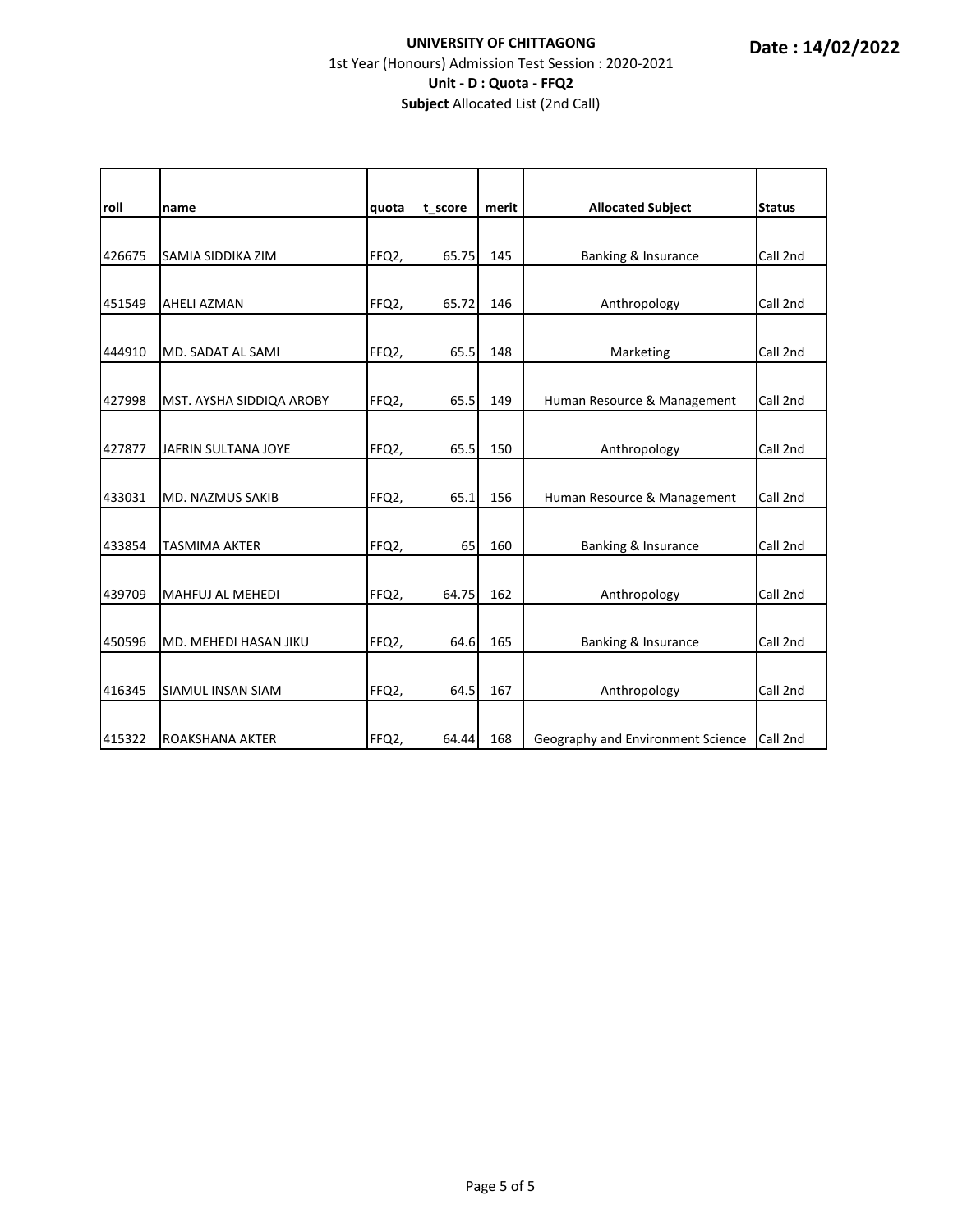**UNIVERSITY OF CHITTAGONG**

**Date : 14/02/2022**

1st Year (Honours) Admission Test Session : 2020-2021

**Unit - D : Quota - FFQ2**

**Subject** Allocated List (2nd Call)

| roll | name | quota | t_score | merit | Allocated Subject | Status |
|---|---|---|---|---|---|---|
| 426675 | SAMIA SIDDIKA ZIM | FFQ2, | 65.75 | 145 | Banking & Insurance | Call 2nd |
| 451549 | AHELI AZMAN | FFQ2, | 65.72 | 146 | Anthropology | Call 2nd |
| 444910 | MD. SADAT AL SAMI | FFQ2, | 65.5 | 148 | Marketing | Call 2nd |
| 427998 | MST. AYSHA SIDDIQA AROBY | FFQ2, | 65.5 | 149 | Human Resource & Management | Call 2nd |
| 427877 | JAFRIN SULTANA JOYE | FFQ2, | 65.5 | 150 | Anthropology | Call 2nd |
| 433031 | MD. NAZMUS SAKIB | FFQ2, | 65.1 | 156 | Human Resource & Management | Call 2nd |
| 433854 | TASMIMA AKTER | FFQ2, | 65 | 160 | Banking & Insurance | Call 2nd |
| 439709 | MAHFUJ AL MEHEDI | FFQ2, | 64.75 | 162 | Anthropology | Call 2nd |
| 450596 | MD. MEHEDI HASAN JIKU | FFQ2, | 64.6 | 165 | Banking & Insurance | Call 2nd |
| 416345 | SIAMUL INSAN SIAM | FFQ2, | 64.5 | 167 | Anthropology | Call 2nd |
| 415322 | ROAKSHANA AKTER | FFQ2, | 64.44 | 168 | Geography and Environment Science | Call 2nd |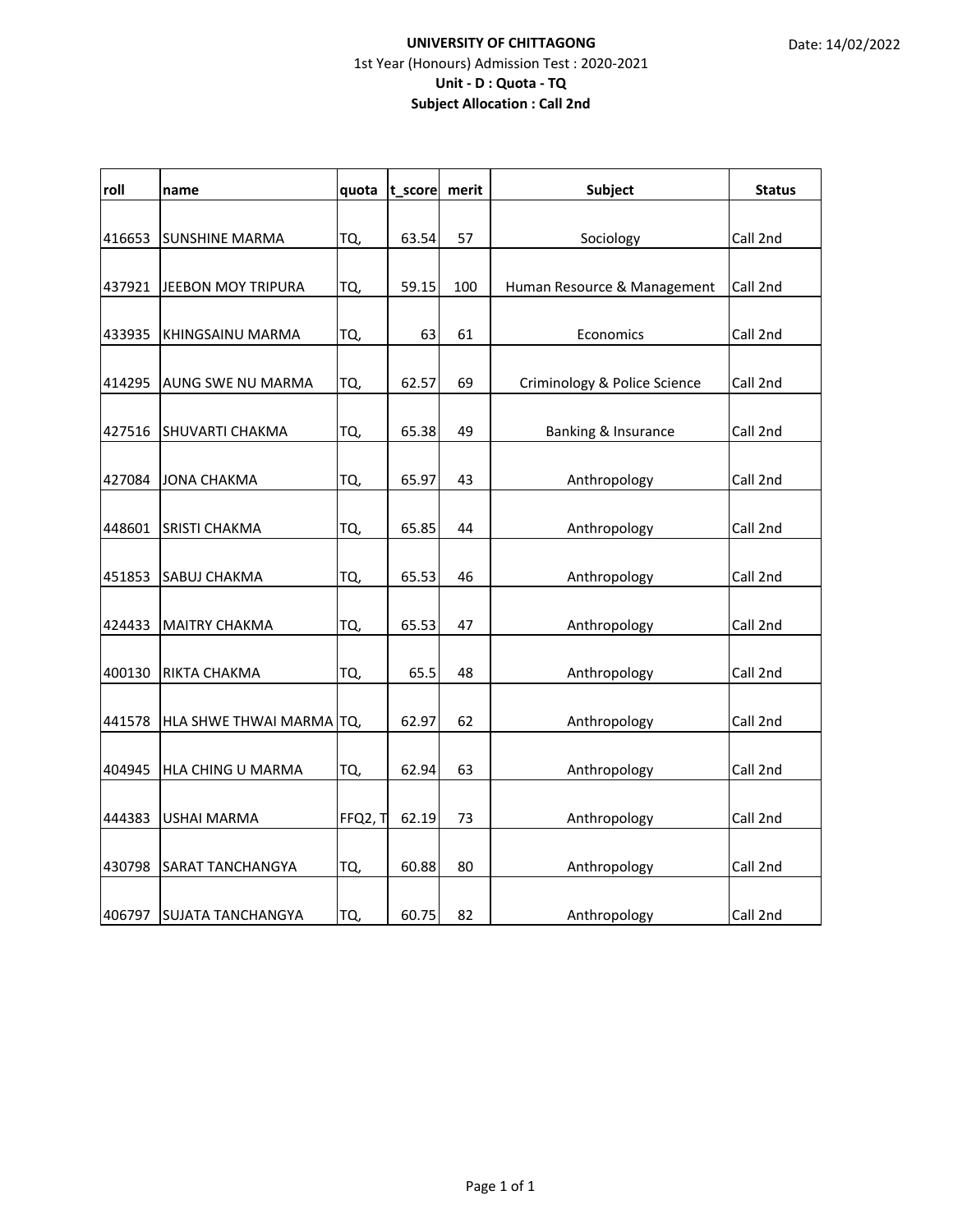**UNIVERSITY OF CHITTAGONG**

1st Year (Honours) Admission Test : 2020-2021

**Unit - D : Quota - TQ**

**Subject Allocation : Call 2nd**

Date: 14/02/2022

| roll | name | quota | t_score | merit | Subject | Status |
|---|---|---|---|---|---|---|
| 416653 | SUNSHINE MARMA | TQ, | 63.54 | 57 | Sociology | Call 2nd |
| 437921 | JEEBON MOY TRIPURA | TQ, | 59.15 | 100 | Human Resource & Management | Call 2nd |
| 433935 | KHINGSAINU MARMA | TQ, | 63 | 61 | Economics | Call 2nd |
| 414295 | AUNG SWE NU MARMA | TQ, | 62.57 | 69 | Criminology & Police Science | Call 2nd |
| 427516 | SHUVARTI CHAKMA | TQ, | 65.38 | 49 | Banking & Insurance | Call 2nd |
| 427084 | JONA CHAKMA | TQ, | 65.97 | 43 | Anthropology | Call 2nd |
| 448601 | SRISTI CHAKMA | TQ, | 65.85 | 44 | Anthropology | Call 2nd |
| 451853 | SABUJ CHAKMA | TQ, | 65.53 | 46 | Anthropology | Call 2nd |
| 424433 | MAITRY CHAKMA | TQ, | 65.53 | 47 | Anthropology | Call 2nd |
| 400130 | RIKTA CHAKMA | TQ, | 65.5 | 48 | Anthropology | Call 2nd |
| 441578 | HLA SHWE THWAI MARMA | TQ, | 62.97 | 62 | Anthropology | Call 2nd |
| 404945 | HLA CHING U MARMA | TQ, | 62.94 | 63 | Anthropology | Call 2nd |
| 444383 | USHAI MARMA | FFQ2, T | 62.19 | 73 | Anthropology | Call 2nd |
| 430798 | SARAT TANCHANGYA | TQ, | 60.88 | 80 | Anthropology | Call 2nd |
| 406797 | SUJATA TANCHANGYA | TQ, | 60.75 | 82 | Anthropology | Call 2nd |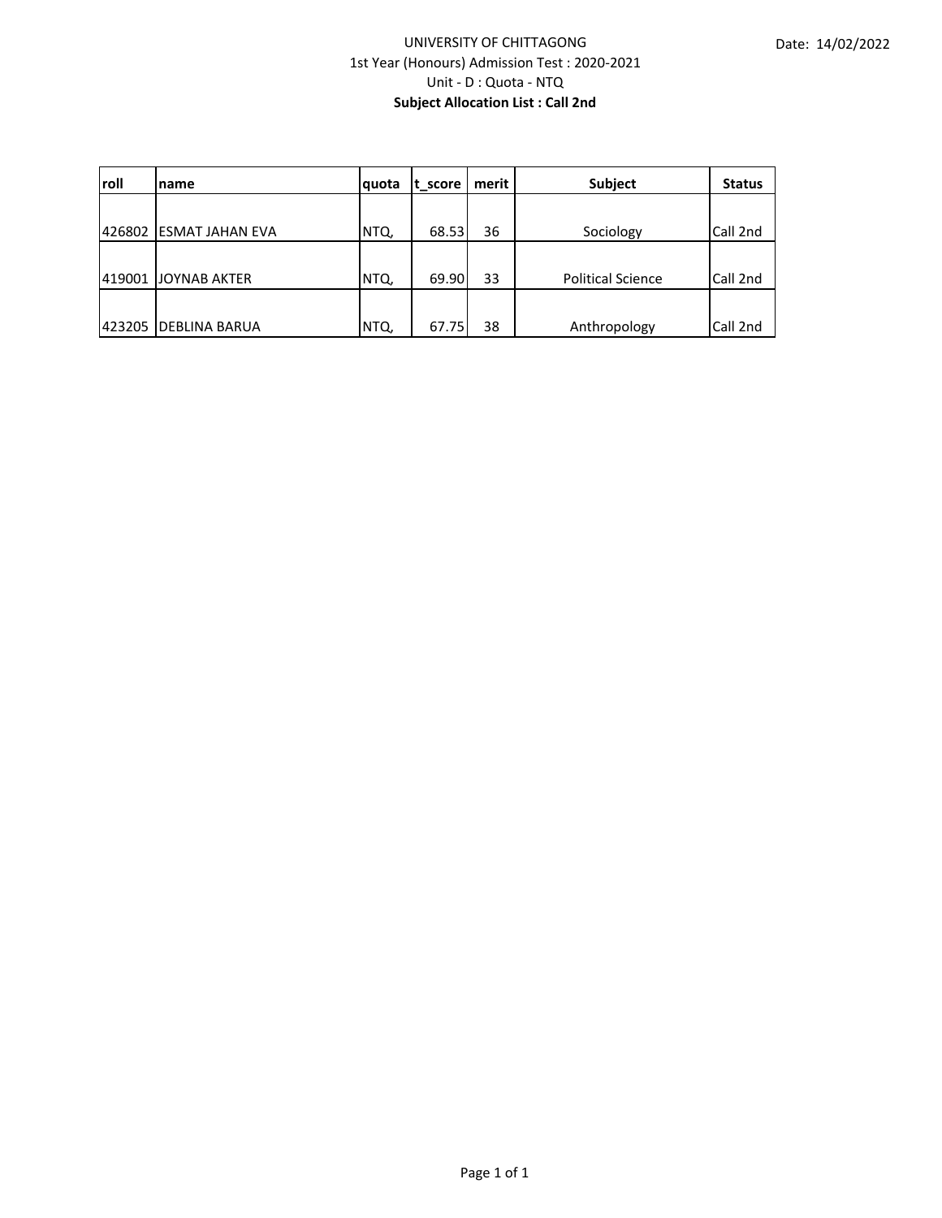Date: 14/02/2022

UNIVERSITY OF CHITTAGONG

1st Year (Honours) Admission Test : 2020-2021

Unit - D : Quota - NTQ

**Subject Allocation List : Call 2nd**

| roll | name | quota | t_score | merit | Subject | Status |
|---|---|---|---|---|---|---|
| 426802 | ESMAT JAHAN EVA | NTQ, | 68.53 | 36 | Sociology | Call 2nd |
| 419001 | JOYNAB AKTER | NTQ, | 69.90 | 33 | Political Science | Call 2nd |
| 423205 | DEBLINA BARUA | NTQ, | 67.75 | 38 | Anthropology | Call 2nd |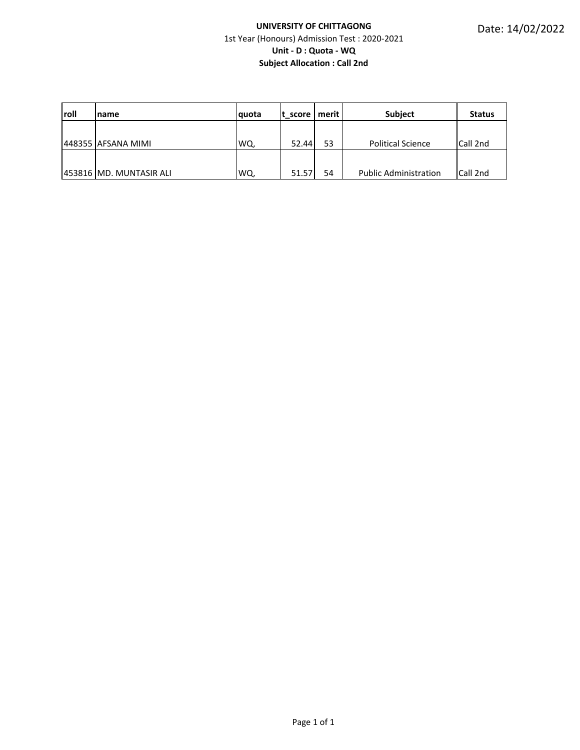**UNIVERSITY OF CHITTAGONG**

1st Year (Honours) Admission Test : 2020-2021

**Unit - D : Quota - WQ**

**Subject Allocation : Call 2nd**

Date: 14/02/2022

| roll | name | quota | t_score | merit | Subject | Status |
|---|---|---|---|---|---|---|
| 448355 | AFSANA MIMI | WQ, | 52.44 | 53 | Political Science | Call 2nd |
| 453816 | MD. MUNTASIR ALI | WQ, | 51.57 | 54 | Public Administration | Call 2nd |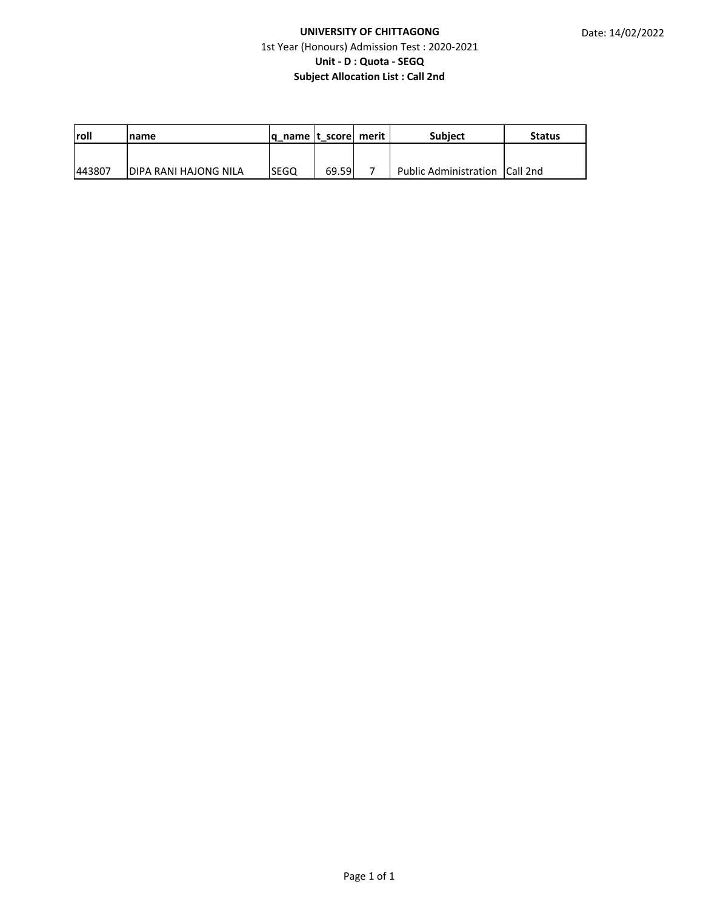**UNIVERSITY OF CHITTAGONG**

Date: 14/02/2022

1st Year (Honours) Admission Test : 2020-2021

**Unit - D : Quota - SEGQ**

**Subject Allocation List : Call 2nd**

| roll | name | q_name | t_score | merit | Subject | Status |
|---|---|---|---|---|---|---|
| 443807 | DIPA RANI HAJONG NILA | SEGQ | 69.59 | 7 | Public Administration | Call 2nd |